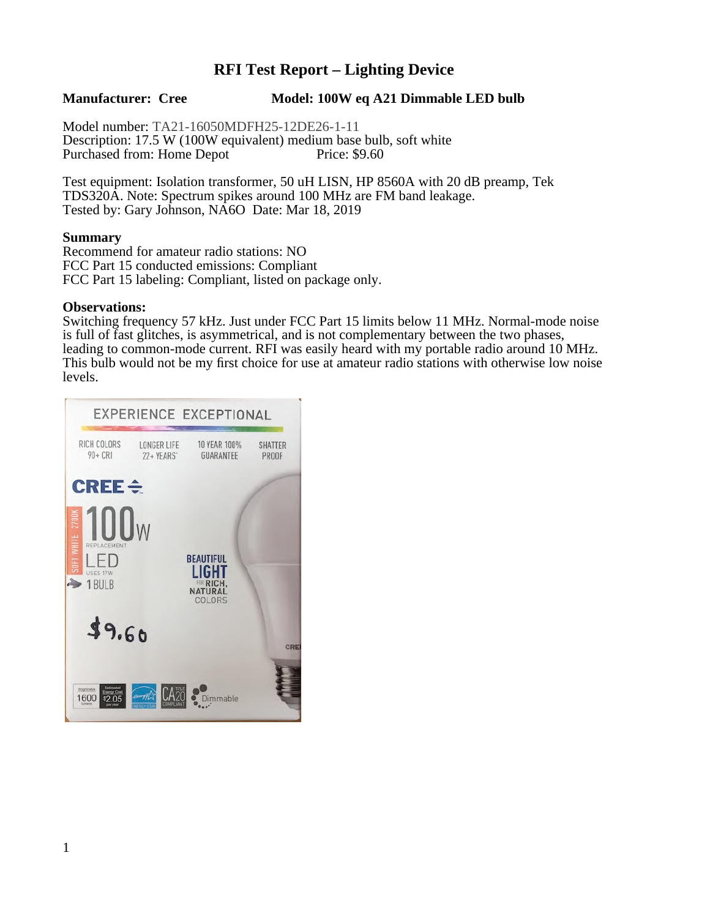# RFI Test Report – Lighting Device

**Manufacturer: Cree** **Model: 100W eq A21 Dimmable LED bulb**

Model number: TA21-16050MDFH25-12DE26-1-11
Description: 17.5 W (100W equivalent) medium base bulb, soft white
Purchased from: Home Depot Price: $9.60

Test equipment: Isolation transformer, 50 uH LISN, HP 8560A with 20 dB preamp, Tek TDS320A. Note: Spectrum spikes around 100 MHz are FM band leakage.
Tested by: Gary Johnson, NA6O Date: Mar 18, 2019

**Summary**
Recommend for amateur radio stations: NO
FCC Part 15 conducted emissions: Compliant
FCC Part 15 labeling: Compliant, listed on package only.

**Observations:**
Switching frequency 57 kHz. Just under FCC Part 15 limits below 11 MHz. Normal-mode noise is full of fast glitches, is asymmetrical, and is not complementary between the two phases, leading to common-mode current. RFI was easily heard with my portable radio around 10 MHz. This bulb would not be my first choice for use at amateur radio stations with otherwise low noise levels.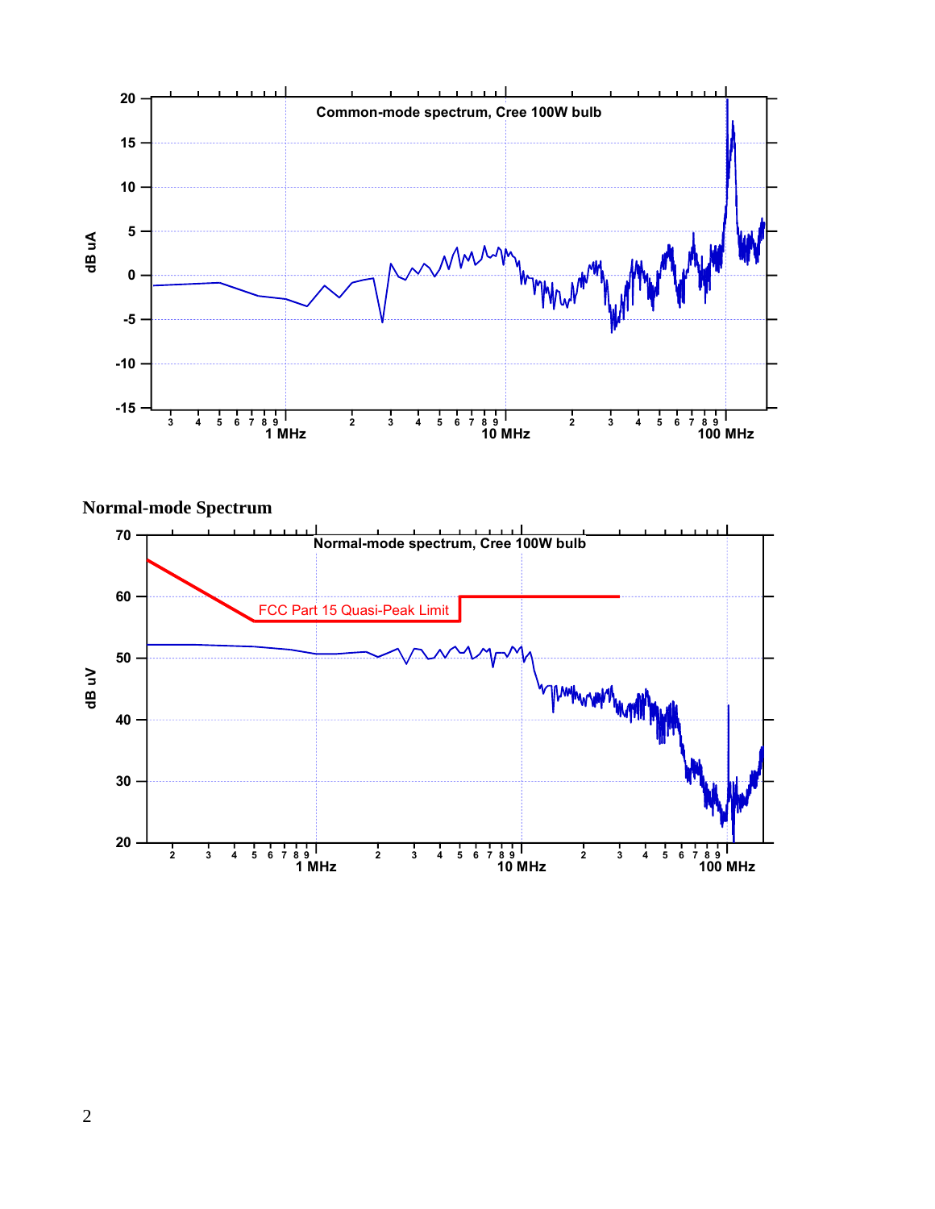## Normal-mode Spectrum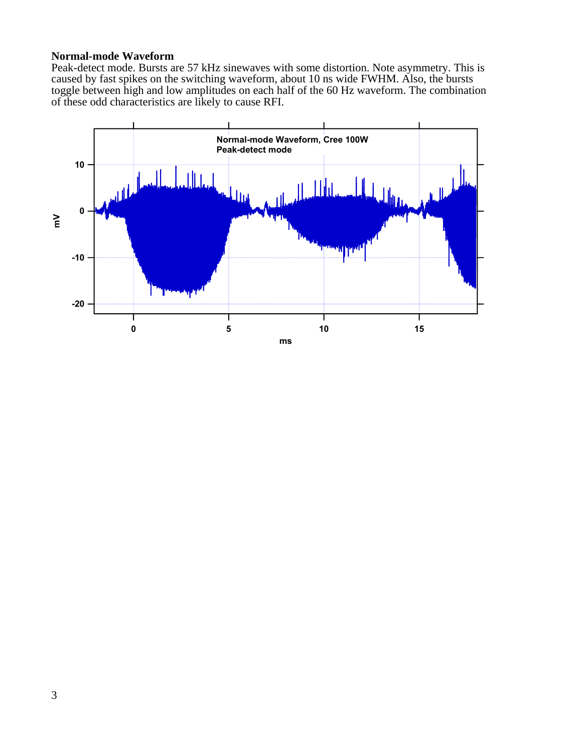**Normal-mode Waveform**

Peak-detect mode. Bursts are 57 kHz sinewaves with some distortion. Note asymmetry. This is caused by fast spikes on the switching waveform, about 10 ns wide FWHM. Also, the bursts toggle between high and low amplitudes on each half of the 60 Hz waveform. The combination of these odd characteristics are likely to cause RFI.

Normal-mode Waveform, Cree 100W
Peak-detect mode

mV

10
0
-10
-20

0
5
10
15

ms